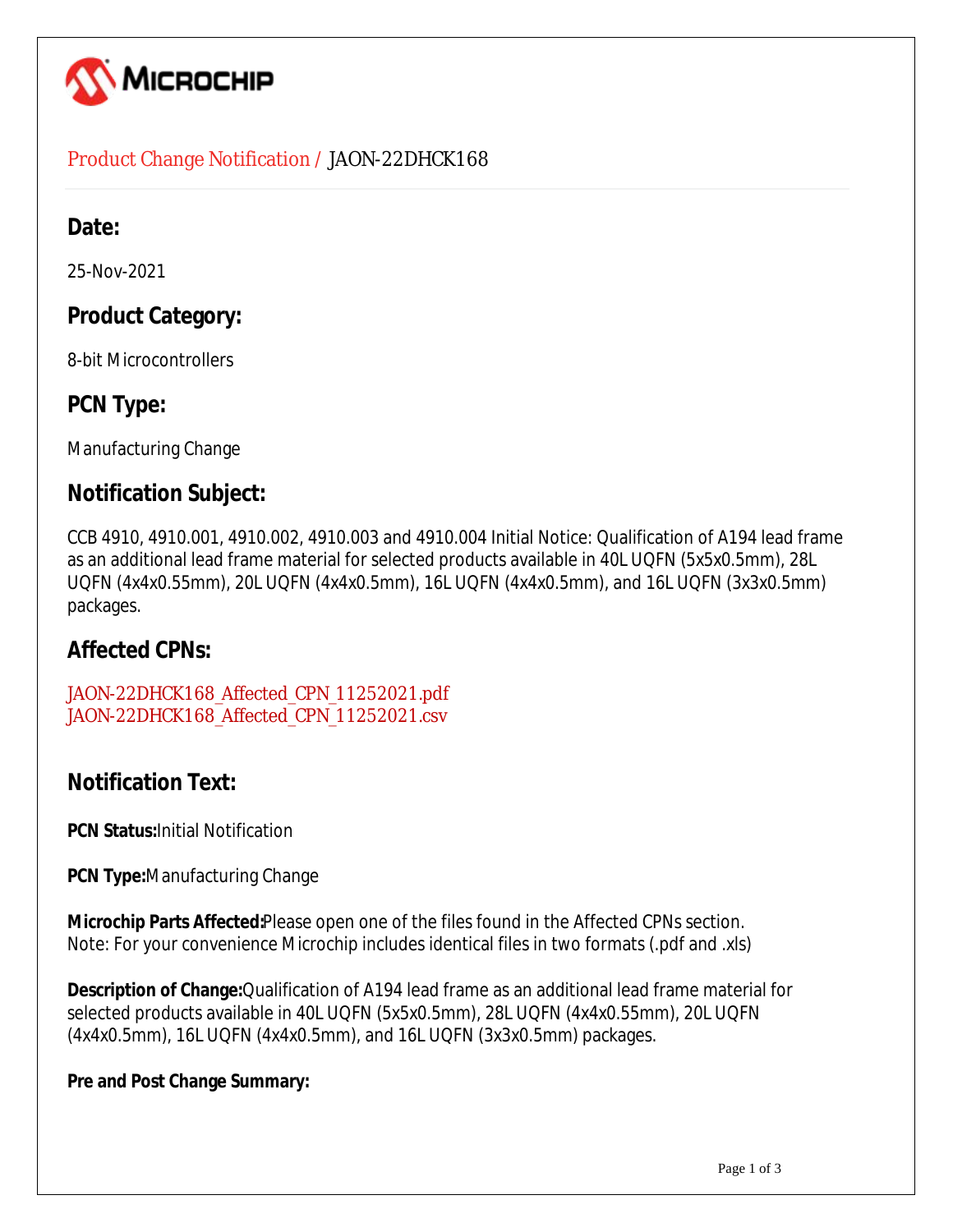MICROCHIP

Product Change Notification / JAON-22DHCK168

## Date:

25-Nov-2021

## Product Category:

8-bit Microcontrollers

## PCN Type:

Manufacturing Change

## Notification Subject:

CCB 4910, 4910.001, 4910.002, 4910.003 and 4910.004 Initial Notice: Qualification of A194 lead frame as an additional lead frame material for selected products available in 40L UQFN (5x5x0.5mm), 28L UQFN (4x4x0.55mm), 20L UQFN (4x4x0.5mm), 16L UQFN (4x4x0.5mm), and 16L UQFN (3x3x0.5mm) packages.

## Affected CPNs:

JAON-22DHCK168_Affected_CPN_11252021.pdf
JAON-22DHCK168_Affected_CPN_11252021.csv

## Notification Text:

**PCN Status:** Initial Notification

**PCN Type:** Manufacturing Change

**Microchip Parts Affected:** Please open one of the files found in the Affected CPNs section.
Note: For your convenience Microchip includes identical files in two formats (.pdf and .xls)

**Description of Change:** Qualification of A194 lead frame as an additional lead frame material for selected products available in 40L UQFN (5x5x0.5mm), 28L UQFN (4x4x0.55mm), 20L UQFN (4x4x0.5mm), 16L UQFN (4x4x0.5mm), and 16L UQFN (3x3x0.5mm) packages.

**Pre and Post Change Summary:**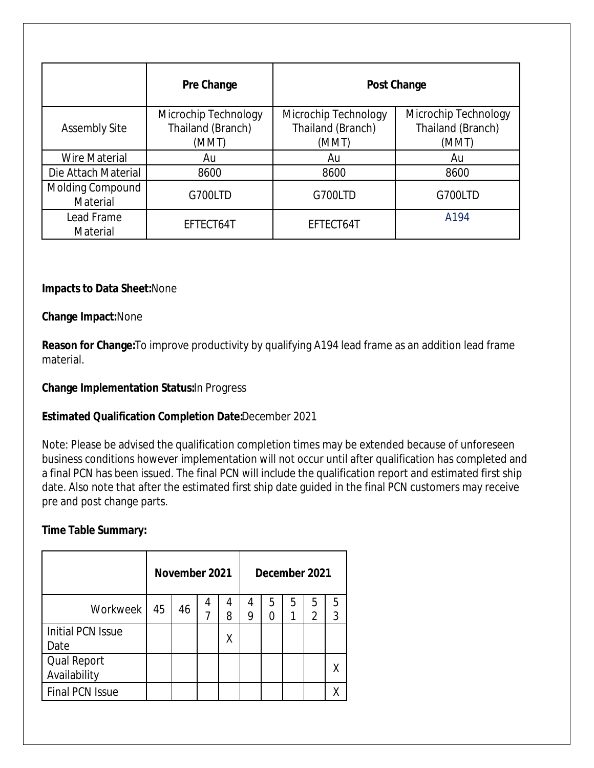| | Pre Change | Post Change | |
|---|---|---|---|
| Assembly Site | Microchip Technology Thailand (Branch) (MMT) | Microchip Technology Thailand (Branch) (MMT) | Microchip Technology Thailand (Branch) (MMT) |
| Wire Material | Au | Au | Au |
| Die Attach Material | 8600 | 8600 | 8600 |
| Molding Compound Material | G700LTD | G700LTD | G700LTD |
| Lead Frame Material | EFTECT64T | EFTECT64T | A194 |

**Impacts to Data Sheet:** None

**Change Impact:** None

**Reason for Change:** To improve productivity by qualifying A194 lead frame as an addition lead frame material.

**Change Implementation Status:** In Progress

**Estimated Qualification Completion Date:** December 2021

Note: Please be advised the qualification completion times may be extended because of unforeseen business conditions however implementation will not occur until after qualification has completed and a final PCN has been issued. The final PCN will include the qualification report and estimated first ship date. Also note that after the estimated first ship date guided in the final PCN customers may receive pre and post change parts.

**Time Table Summary:**

| | November 2021 | | | | December 2021 | | | | |
|---|---|---|---|---|---|---|---|---|---|
| Workweek | 45 | 46 | 47 | 48 | 49 | 50 | 51 | 52 | 53 |
| Initial PCN Issue Date | | | | X | | | | | |
| Qual Report Availability | | | | | | | | | X |
| Final PCN Issue | | | | | | | | | X |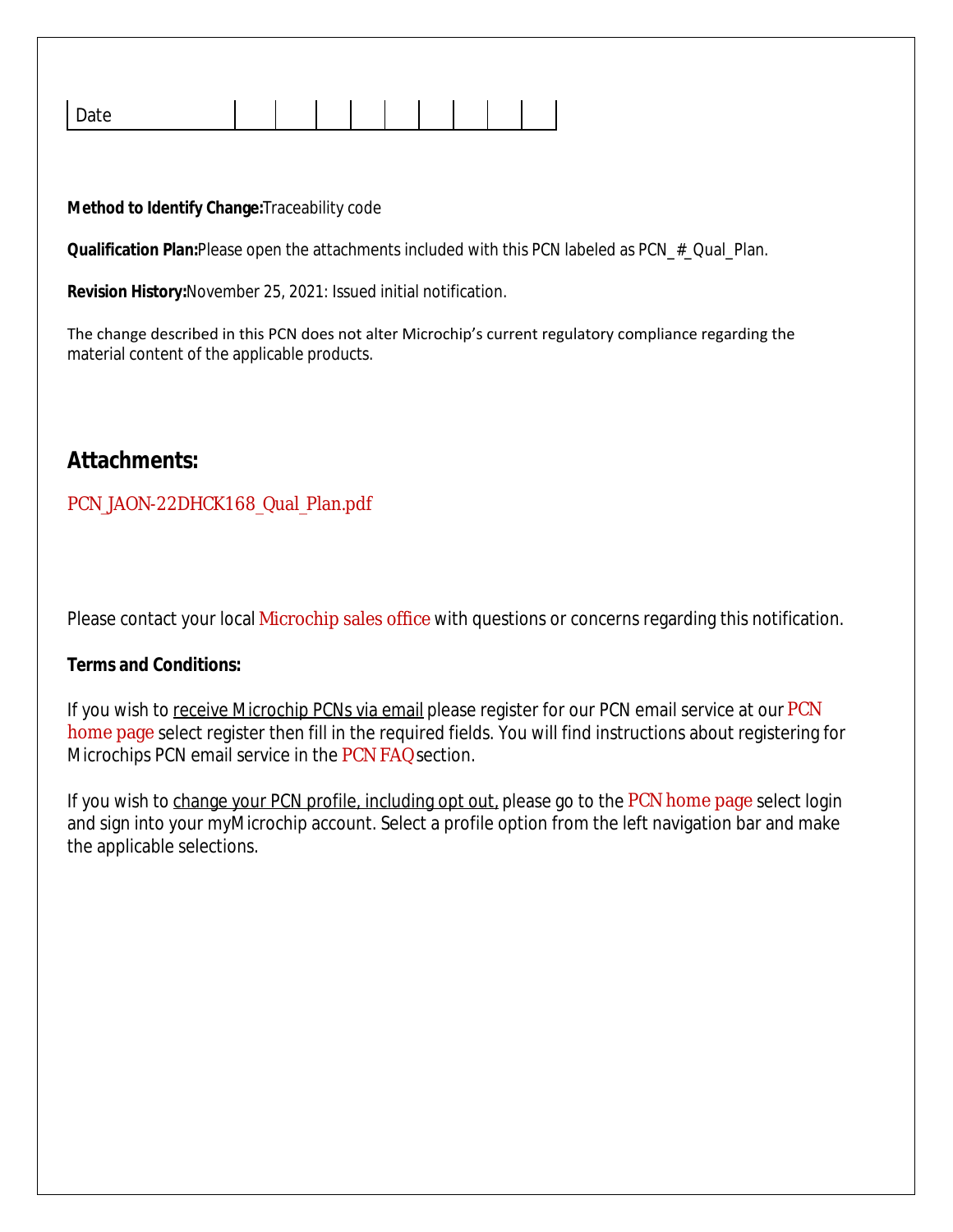| Date | | | | | | | | | |
|---|---|---|---|---|---|---|---|---|---|

**Method to Identify Change:** Traceability code

**Qualification Plan:** Please open the attachments included with this PCN labeled as PCN_#_Qual_Plan.

**Revision History:** November 25, 2021: Issued initial notification.

The change described in this PCN does not alter Microchip's current regulatory compliance regarding the material content of the applicable products.

## Attachments:

PCN_JAON-22DHCK168_Qual_Plan.pdf

Please contact your local Microchip sales office with questions or concerns regarding this notification.

**Terms and Conditions:**

If you wish to receive Microchip PCNs via email please register for our PCN email service at our PCN home page select register then fill in the required fields. You will find instructions about registering for Microchips PCN email service in the PCN FAQ section.

If you wish to change your PCN profile, including opt out, please go to the PCN home page select login and sign into your myMicrochip account. Select a profile option from the left navigation bar and make the applicable selections.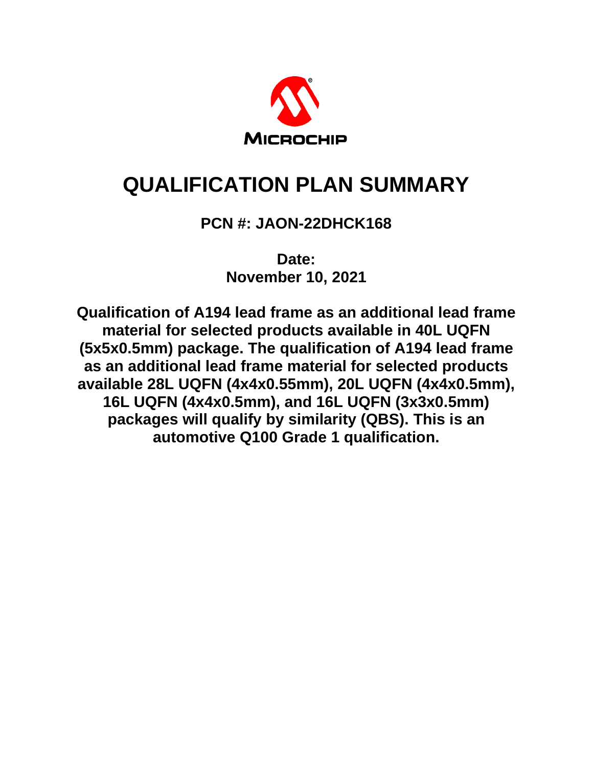MICROCHIP

# QUALIFICATION PLAN SUMMARY

**PCN #: JAON-22DHCK168**

**Date:**
**November 10, 2021**

**Qualification of A194 lead frame as an additional lead frame material for selected products available in 40L UQFN (5x5x0.5mm) package. The qualification of A194 lead frame as an additional lead frame material for selected products available 28L UQFN (4x4x0.55mm), 20L UQFN (4x4x0.5mm), 16L UQFN (4x4x0.5mm), and 16L UQFN (3x3x0.5mm) packages will qualify by similarity (QBS). This is an automotive Q100 Grade 1 qualification.**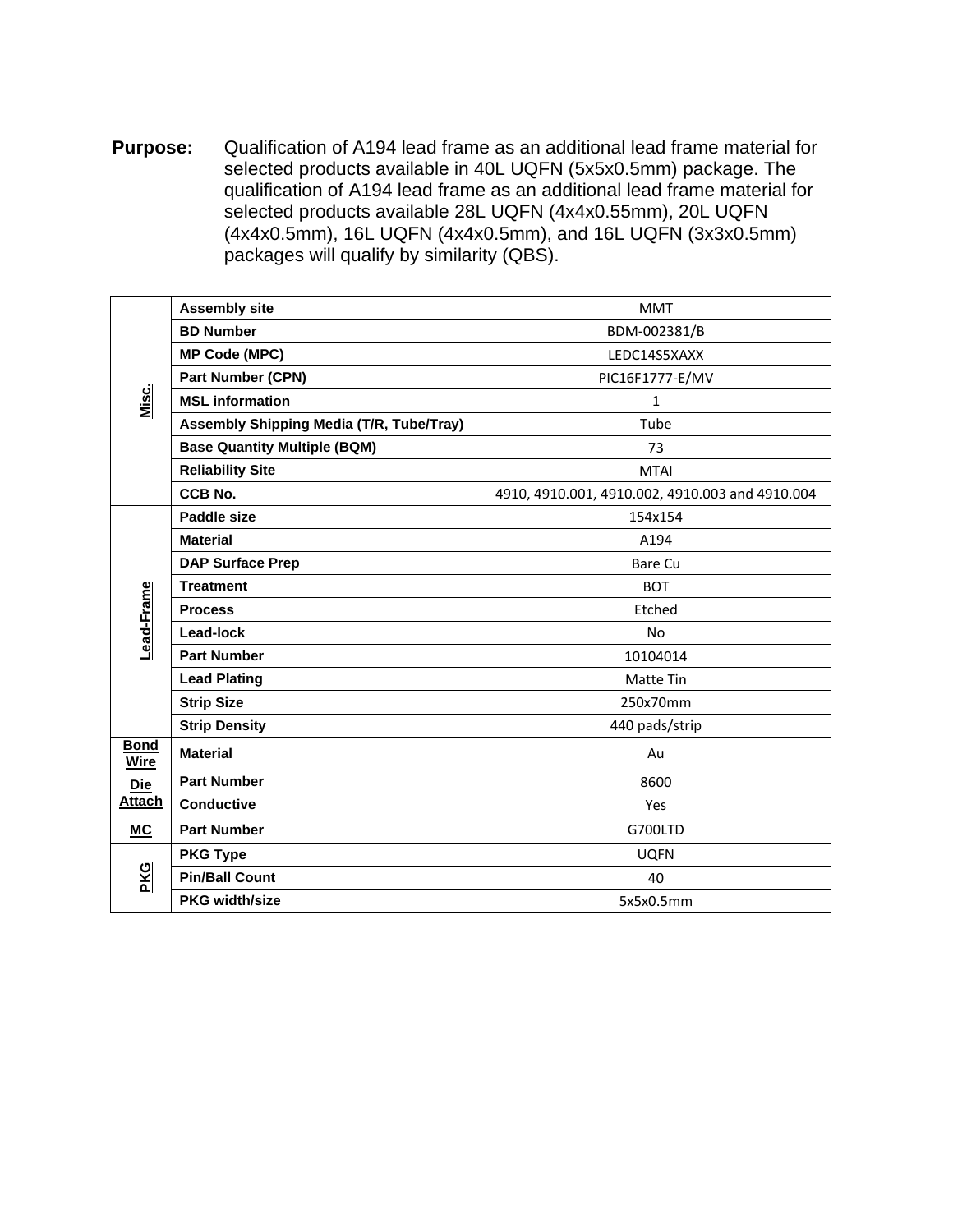**Purpose:** Qualification of A194 lead frame as an additional lead frame material for selected products available in 40L UQFN (5x5x0.5mm) package. The qualification of A194 lead frame as an additional lead frame material for selected products available 28L UQFN (4x4x0.55mm), 20L UQFN (4x4x0.5mm), 16L UQFN (4x4x0.5mm), and 16L UQFN (3x3x0.5mm) packages will qualify by similarity (QBS).

| | | |
|---|---|---|
| **Misc.** | **Assembly site** | MMT |
| | **BD Number** | BDM-002381/B |
| | **MP Code (MPC)** | LEDC14S5XAXX |
| | **Part Number (CPN)** | PIC16F1777-E/MV |
| | **MSL information** | 1 |
| | **Assembly Shipping Media (T/R, Tube/Tray)** | Tube |
| | **Base Quantity Multiple (BQM)** | 73 |
| | **Reliability Site** | MTAI |
| | **CCB No.** | 4910, 4910.001, 4910.002, 4910.003 and 4910.004 |
| **Lead-Frame** | **Paddle size** | 154x154 |
| | **Material** | A194 |
| | **DAP Surface Prep** | Bare Cu |
| | **Treatment** | BOT |
| | **Process** | Etched |
| | **Lead-lock** | No |
| | **Part Number** | 10104014 |
| | **Lead Plating** | Matte Tin |
| | **Strip Size** | 250x70mm |
| | **Strip Density** | 440 pads/strip |
| **Bond Wire** | **Material** | Au |
| **Die Attach** | **Part Number** | 8600 |
| | **Conductive** | Yes |
| **MC** | **Part Number** | G700LTD |
| **PKG** | **PKG Type** | UQFN |
| | **Pin/Ball Count** | 40 |
| | **PKG width/size** | 5x5x0.5mm |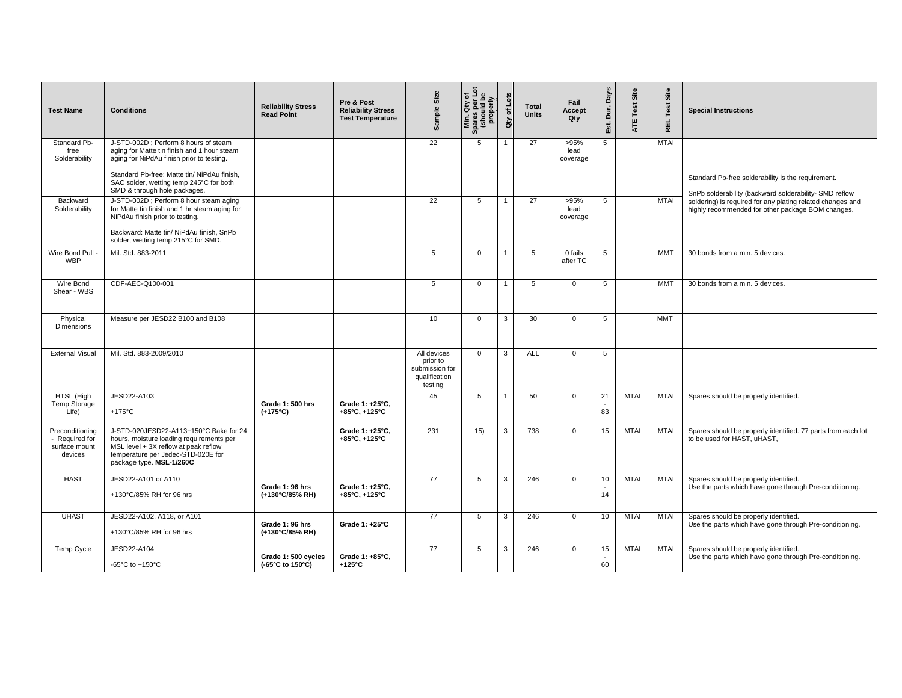| Test Name | Conditions | Reliability Stress Read Point | Pre & Post Reliability Stress Test Temperature | Sample Size | Min. Qty of Spares per Lot (should be properly ...) | Qty of Lots | Total Units | Fail Accept Qty | Est. Dur. Days | ATE Test Site | REL Test Site | Special Instructions |
|---|---|---|---|---|---|---|---|---|---|---|---|---|
| Standard Pb-free Solderability | J-STD-002D ; Perform 8 hours of steam aging for Matte tin finish and 1 hour steam aging for NiPdAu finish prior to testing.<br><br>Standard Pb-free: Matte tin/ NiPdAu finish, SAC solder, wetting temp 245°C for both SMD & through hole packages. | | | 22 | 5 | 1 | 27 | >95% lead coverage | 5 | | MTAI | Standard Pb-free solderability is the requirement.<br><br>SnPb solderability (backward solderability- SMD reflow soldering) is required for any plating related changes and highly recommended for other package BOM changes. |
| Backward Solderability | J-STD-002D ; Perform 8 hour steam aging for Matte tin finish and 1 hr steam aging for NiPdAu finish prior to testing.<br><br>Backward: Matte tin/ NiPdAu finish, SnPb solder, wetting temp 215°C for SMD. | | | 22 | 5 | 1 | 27 | >95% lead coverage | 5 | | MTAI | |
| Wire Bond Pull - WBP | Mil. Std. 883-2011 | | | 5 | 0 | 1 | 5 | 0 fails after TC | 5 | | MMT | 30 bonds from a min. 5 devices. |
| Wire Bond Shear - WBS | CDF-AEC-Q100-001 | | | 5 | 0 | 1 | 5 | 0 | 5 | | MMT | 30 bonds from a min. 5 devices. |
| Physical Dimensions | Measure per JESD22 B100 and B108 | | | 10 | 0 | 3 | 30 | 0 | 5 | | MMT | |
| External Visual | Mil. Std. 883-2009/2010 | | | All devices prior to submission for qualification testing | 0 | 3 | ALL | 0 | 5 | | | |
| HTSL (High Temp Storage Life) | JESD22-A103<br><br>+175°C | **Grade 1: 500 hrs (+175°C)** | **Grade 1: +25°C, +85°C, +125°C** | 45 | 5 | 1 | 50 | 0 | 21 - 83 | MTAI | MTAI | Spares should be properly identified. |
| Preconditioning - Required for surface mount devices | J-STD-020JESD22-A113+150°C Bake for 24 hours, moisture loading requirements per MSL level + 3X reflow at peak reflow temperature per Jedec-STD-020E for package type. **MSL-1/260C** | | **Grade 1: +25°C, +85°C, +125°C** | 231 | 15) | 3 | 738 | 0 | 15 | MTAI | MTAI | Spares should be properly identified. 77 parts from each lot to be used for HAST, uHAST, |
| HAST | JESD22-A101 or A110<br><br>+130°C/85% RH for 96 hrs | **Grade 1: 96 hrs (+130°C/85% RH)** | **Grade 1: +25°C, +85°C, +125°C** | 77 | 5 | 3 | 246 | 0 | 10 - 14 | MTAI | MTAI | Spares should be properly identified.<br>Use the parts which have gone through Pre-conditioning. |
| UHAST | JESD22-A102, A118, or A101<br><br>+130°C/85% RH for 96 hrs | **Grade 1: 96 hrs (+130°C/85% RH)** | **Grade 1: +25°C** | 77 | 5 | 3 | 246 | 0 | 10 | MTAI | MTAI | Spares should be properly identified.<br>Use the parts which have gone through Pre-conditioning. |
| Temp Cycle | JESD22-A104<br><br>-65°C to +150°C | **Grade 1: 500 cycles (-65°C to 150°C)** | **Grade 1: +85°C, +125°C** | 77 | 5 | 3 | 246 | 0 | 15 - 60 | MTAI | MTAI | Spares should be properly identified.<br>Use the parts which have gone through Pre-conditioning. |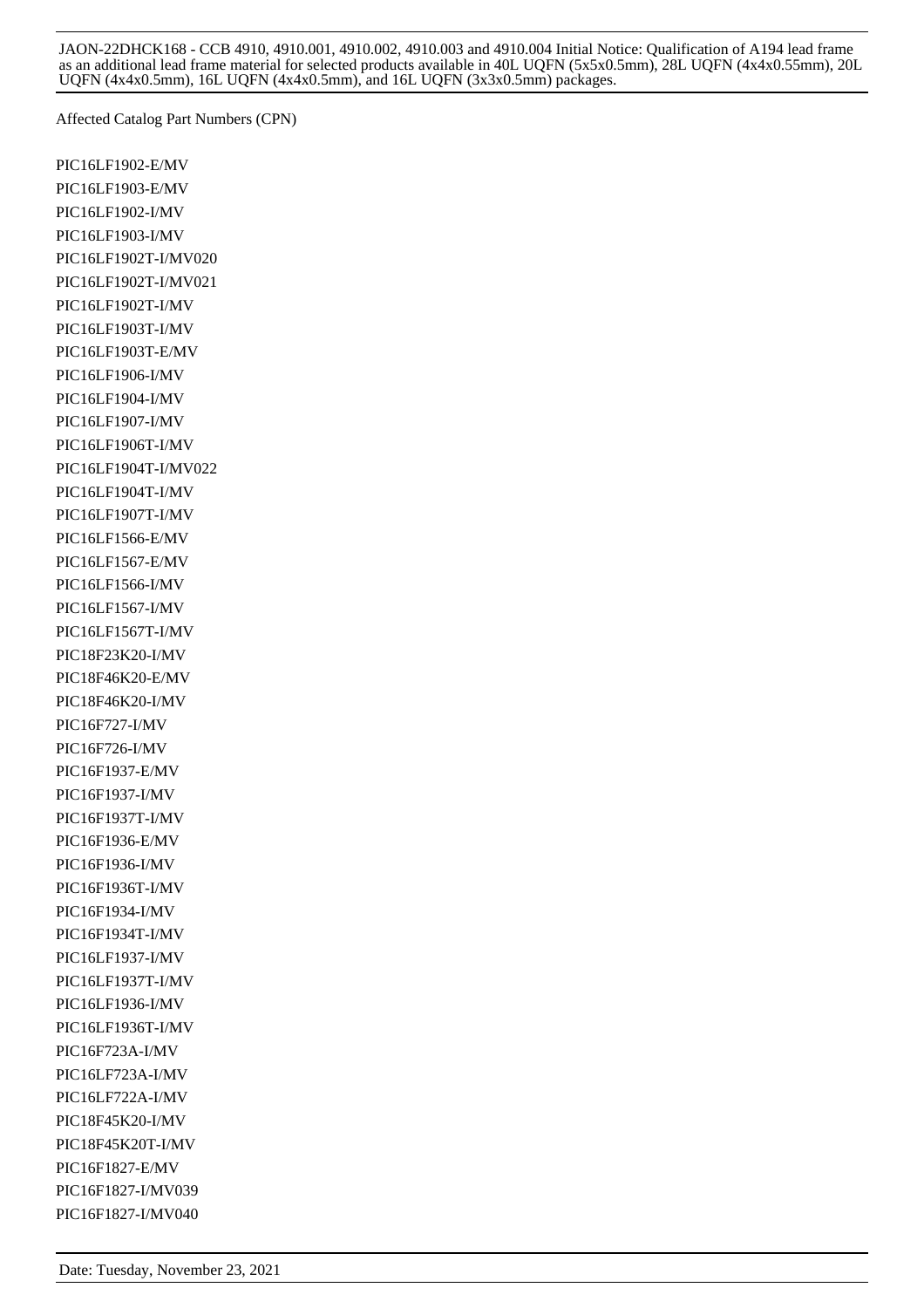Affected Catalog Part Numbers (CPN)

PIC16LF1902-E/MV
PIC16LF1903-E/MV
PIC16LF1902-I/MV
PIC16LF1903-I/MV
PIC16LF1902T-I/MV020
PIC16LF1902T-I/MV021
PIC16LF1902T-I/MV
PIC16LF1903T-I/MV
PIC16LF1903T-E/MV
PIC16LF1906-I/MV
PIC16LF1904-I/MV
PIC16LF1907-I/MV
PIC16LF1906T-I/MV
PIC16LF1904T-I/MV022
PIC16LF1904T-I/MV
PIC16LF1907T-I/MV
PIC16LF1566-E/MV
PIC16LF1567-E/MV
PIC16LF1566-I/MV
PIC16LF1567-I/MV
PIC16LF1567T-I/MV
PIC18F23K20-I/MV
PIC18F46K20-E/MV
PIC18F46K20-I/MV
PIC16F727-I/MV
PIC16F726-I/MV
PIC16F1937-E/MV
PIC16F1937-I/MV
PIC16F1937T-I/MV
PIC16F1936-E/MV
PIC16F1936-I/MV
PIC16F1936T-I/MV
PIC16F1934-I/MV
PIC16F1934T-I/MV
PIC16LF1937-I/MV
PIC16LF1937T-I/MV
PIC16LF1936-I/MV
PIC16LF1936T-I/MV
PIC16F723A-I/MV
PIC16LF723A-I/MV
PIC16LF722A-I/MV
PIC18F45K20-I/MV
PIC18F45K20T-I/MV
PIC16F1827-E/MV
PIC16F1827-I/MV039
PIC16F1827-I/MV040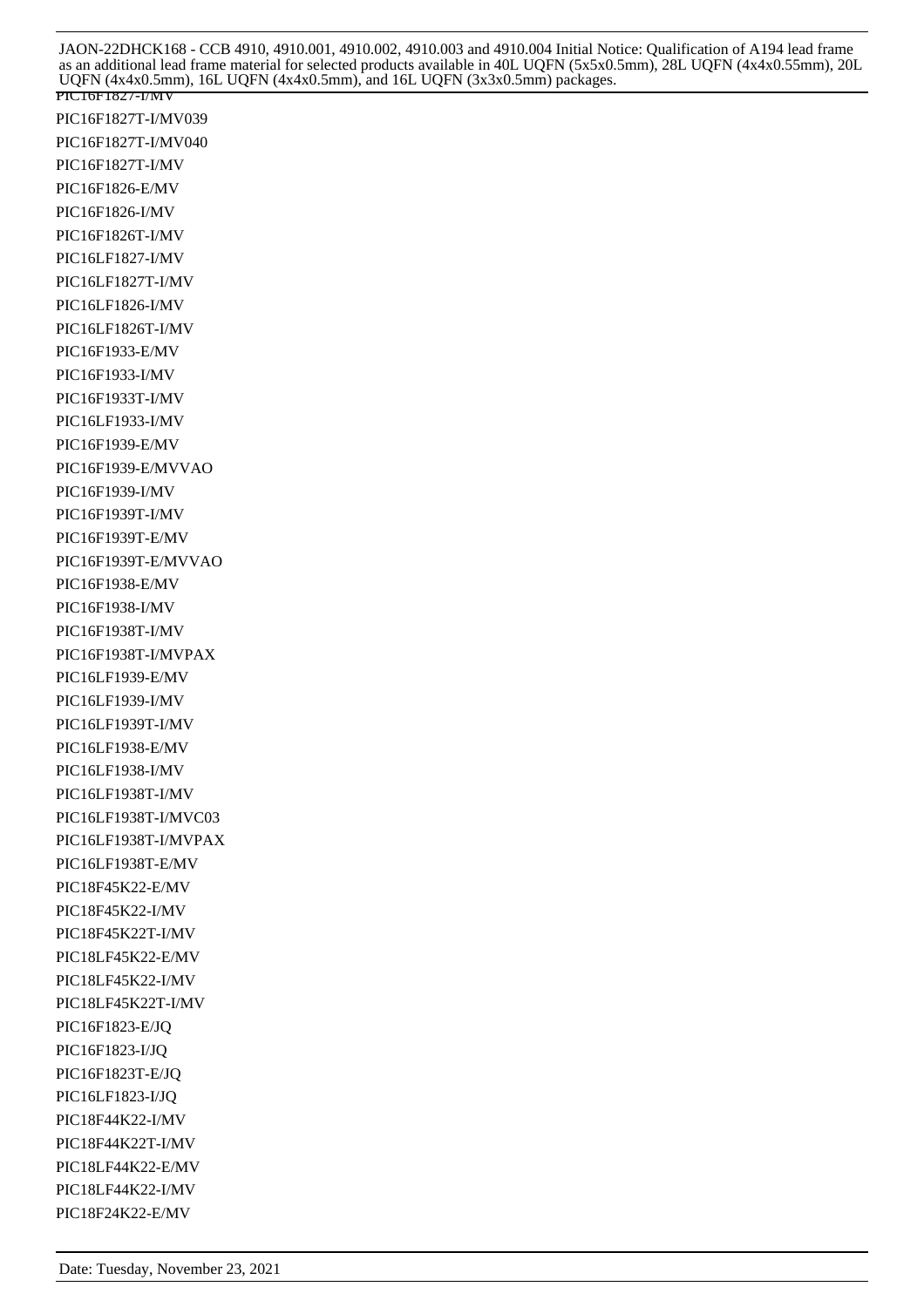PIC16F1827-I/MV

PIC16F1827T-I/MV039

PIC16F1827T-I/MV040

PIC16F1827T-I/MV

PIC16F1826-E/MV

PIC16F1826-I/MV

PIC16F1826T-I/MV

PIC16LF1827-I/MV

PIC16LF1827T-I/MV

PIC16LF1826-I/MV

PIC16LF1826T-I/MV

PIC16F1933-E/MV

PIC16F1933-I/MV

PIC16F1933T-I/MV

PIC16LF1933-I/MV

PIC16F1939-E/MV

PIC16F1939-E/MVVAO

PIC16F1939-I/MV

PIC16F1939T-I/MV

PIC16F1939T-E/MV

PIC16F1939T-E/MVVAO

PIC16F1938-E/MV

PIC16F1938-I/MV

PIC16F1938T-I/MV

PIC16F1938T-I/MVPAX

PIC16LF1939-E/MV

PIC16LF1939-I/MV

PIC16LF1939T-I/MV

PIC16LF1938-E/MV

PIC16LF1938-I/MV

PIC16LF1938T-I/MV

PIC16LF1938T-I/MVC03

PIC16LF1938T-I/MVPAX

PIC16LF1938T-E/MV

PIC18F45K22-E/MV

PIC18F45K22-I/MV

PIC18F45K22T-I/MV

PIC18LF45K22-E/MV

PIC18LF45K22-I/MV

PIC18LF45K22T-I/MV

PIC16F1823-E/JQ

PIC16F1823-I/JQ

PIC16F1823T-E/JQ

PIC16LF1823-I/JQ

PIC18F44K22-I/MV

PIC18F44K22T-I/MV

PIC18LF44K22-E/MV

PIC18LF44K22-I/MV

PIC18F24K22-E/MV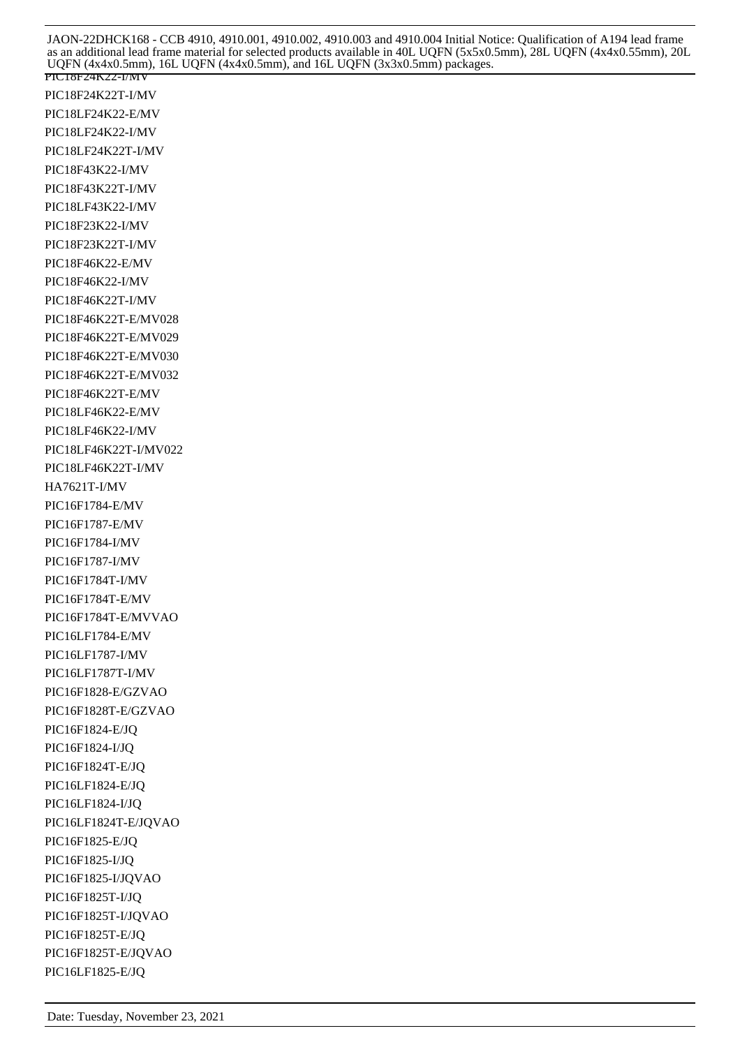PIC18F24K22-I/MV

PIC18F24K22T-I/MV

PIC18LF24K22-E/MV

PIC18LF24K22-I/MV

PIC18LF24K22T-I/MV

PIC18F43K22-I/MV

PIC18F43K22T-I/MV

PIC18LF43K22-I/MV

PIC18F23K22-I/MV

PIC18F23K22T-I/MV

PIC18F46K22-E/MV

PIC18F46K22-I/MV

PIC18F46K22T-I/MV

PIC18F46K22T-E/MV028

PIC18F46K22T-E/MV029

PIC18F46K22T-E/MV030

PIC18F46K22T-E/MV032

PIC18F46K22T-E/MV

PIC18LF46K22-E/MV

PIC18LF46K22-I/MV

PIC18LF46K22T-I/MV022

PIC18LF46K22T-I/MV

HA7621T-I/MV

PIC16F1784-E/MV

PIC16F1787-E/MV

PIC16F1784-I/MV

PIC16F1787-I/MV

PIC16F1784T-I/MV

PIC16F1784T-E/MV

PIC16F1784T-E/MVVAO

PIC16LF1784-E/MV

PIC16LF1787-I/MV

PIC16LF1787T-I/MV

PIC16F1828-E/GZVAO

PIC16F1828T-E/GZVAO

PIC16F1824-E/JQ

PIC16F1824-I/JQ

PIC16F1824T-E/JQ

PIC16LF1824-E/JQ

PIC16LF1824-I/JQ

PIC16LF1824T-E/JQVAO

PIC16F1825-E/JQ

PIC16F1825-I/JQ

PIC16F1825-I/JQVAO

PIC16F1825T-I/JQ

PIC16F1825T-I/JQVAO

PIC16F1825T-E/JQ

PIC16F1825T-E/JQVAO

PIC16LF1825-E/JQ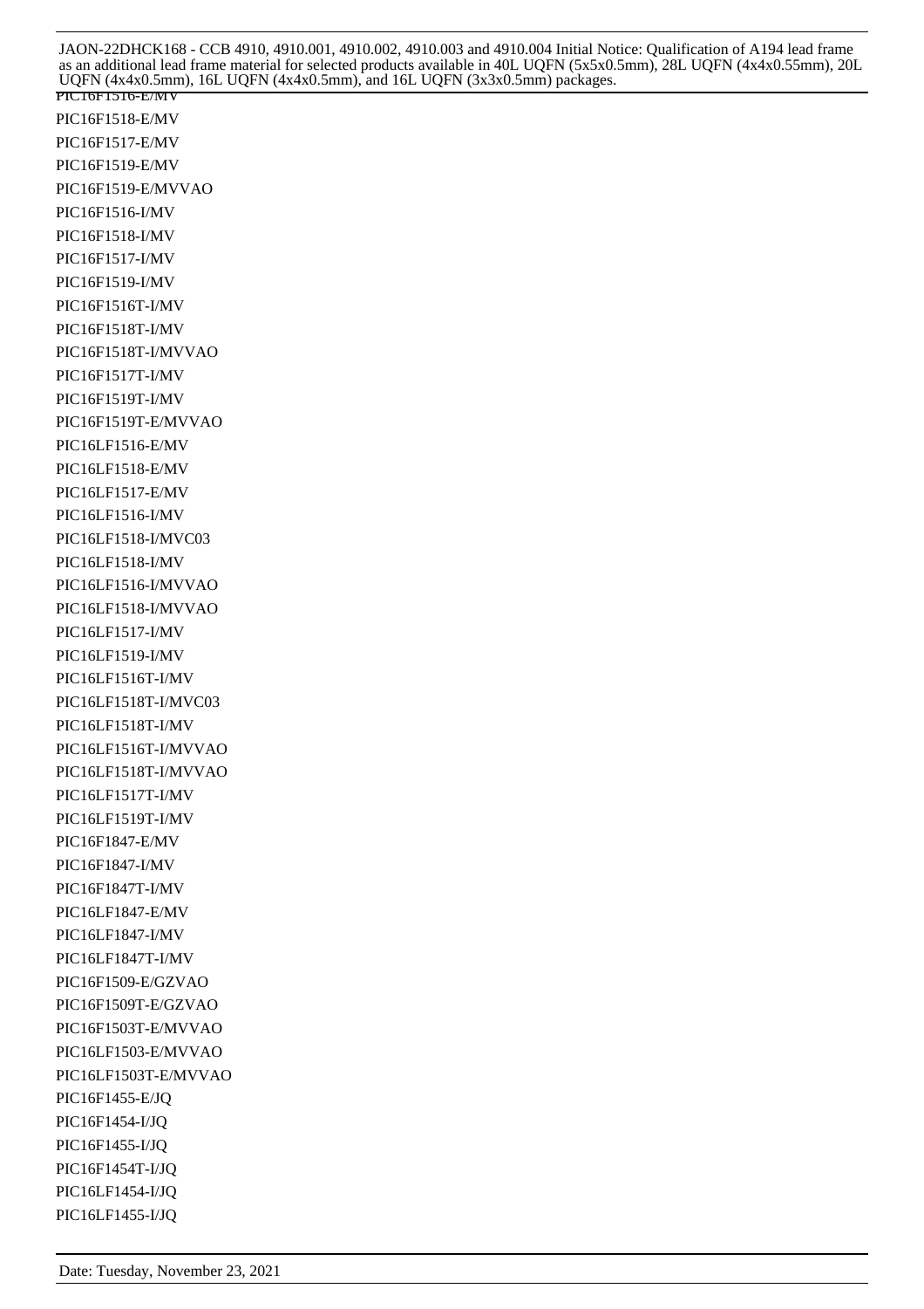PIC16F1516-E/MV
PIC16F1518-E/MV
PIC16F1517-E/MV
PIC16F1519-E/MV
PIC16F1519-E/MVVAO
PIC16F1516-I/MV
PIC16F1518-I/MV
PIC16F1517-I/MV
PIC16F1519-I/MV
PIC16F1516T-I/MV
PIC16F1518T-I/MV
PIC16F1518T-I/MVVAO
PIC16F1517T-I/MV
PIC16F1519T-I/MV
PIC16F1519T-E/MVVAO
PIC16LF1516-E/MV
PIC16LF1518-E/MV
PIC16LF1517-E/MV
PIC16LF1516-I/MV
PIC16LF1518-I/MVC03
PIC16LF1518-I/MV
PIC16LF1516-I/MVVAO
PIC16LF1518-I/MVVAO
PIC16LF1517-I/MV
PIC16LF1519-I/MV
PIC16LF1516T-I/MV
PIC16LF1518T-I/MVC03
PIC16LF1518T-I/MV
PIC16LF1516T-I/MVVAO
PIC16LF1518T-I/MVVAO
PIC16LF1517T-I/MV
PIC16LF1519T-I/MV
PIC16F1847-E/MV
PIC16F1847-I/MV
PIC16F1847T-I/MV
PIC16LF1847-E/MV
PIC16LF1847-I/MV
PIC16LF1847T-I/MV
PIC16F1509-E/GZVAO
PIC16F1509T-E/GZVAO
PIC16F1503T-E/MVVAO
PIC16LF1503-E/MVVAO
PIC16LF1503T-E/MVVAO
PIC16F1455-E/JQ
PIC16F1454-I/JQ
PIC16F1455-I/JQ
PIC16F1454T-I/JQ
PIC16LF1454-I/JQ
PIC16LF1455-I/JQ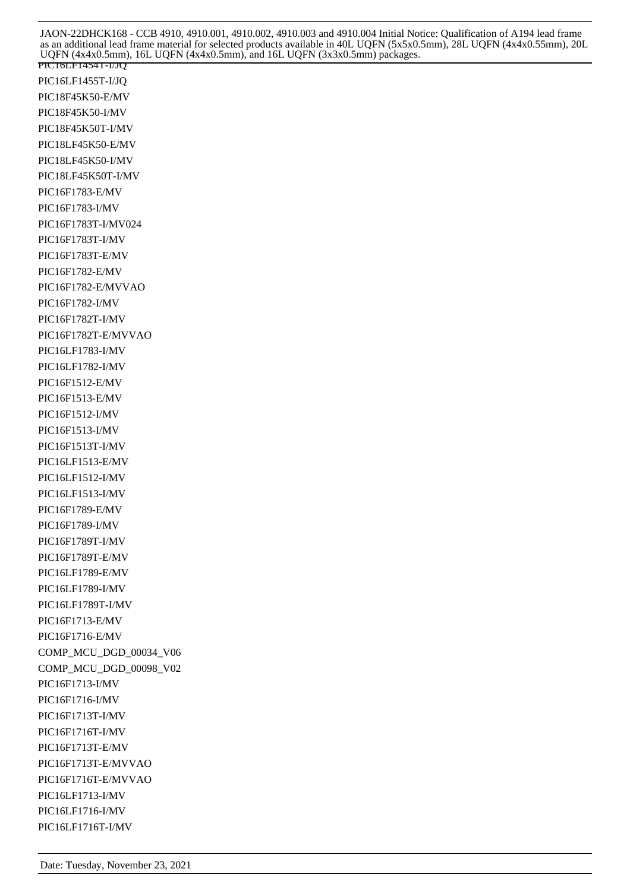PIC16LF1454T-I/JQ
PIC16LF1455T-I/JQ
PIC18F45K50-E/MV
PIC18F45K50-I/MV
PIC18F45K50T-I/MV
PIC18LF45K50-E/MV
PIC18LF45K50-I/MV
PIC18LF45K50T-I/MV
PIC16F1783-E/MV
PIC16F1783-I/MV
PIC16F1783T-I/MV024
PIC16F1783T-I/MV
PIC16F1783T-E/MV
PIC16F1782-E/MV
PIC16F1782-E/MVVAO
PIC16F1782-I/MV
PIC16F1782T-I/MV
PIC16F1782T-E/MVVAO
PIC16LF1783-I/MV
PIC16LF1782-I/MV
PIC16F1512-E/MV
PIC16F1513-E/MV
PIC16F1512-I/MV
PIC16F1513-I/MV
PIC16F1513T-I/MV
PIC16LF1513-E/MV
PIC16LF1512-I/MV
PIC16LF1513-I/MV
PIC16F1789-E/MV
PIC16F1789-I/MV
PIC16F1789T-I/MV
PIC16F1789T-E/MV
PIC16LF1789-E/MV
PIC16LF1789-I/MV
PIC16LF1789T-I/MV
PIC16F1713-E/MV
PIC16F1716-E/MV
COMP_MCU_DGD_00034_V06
COMP_MCU_DGD_00098_V02
PIC16F1713-I/MV
PIC16F1716-I/MV
PIC16F1713T-I/MV
PIC16F1716T-I/MV
PIC16F1713T-E/MV
PIC16F1713T-E/MVVAO
PIC16F1716T-E/MVVAO
PIC16LF1713-I/MV
PIC16LF1716-I/MV
PIC16LF1716T-I/MV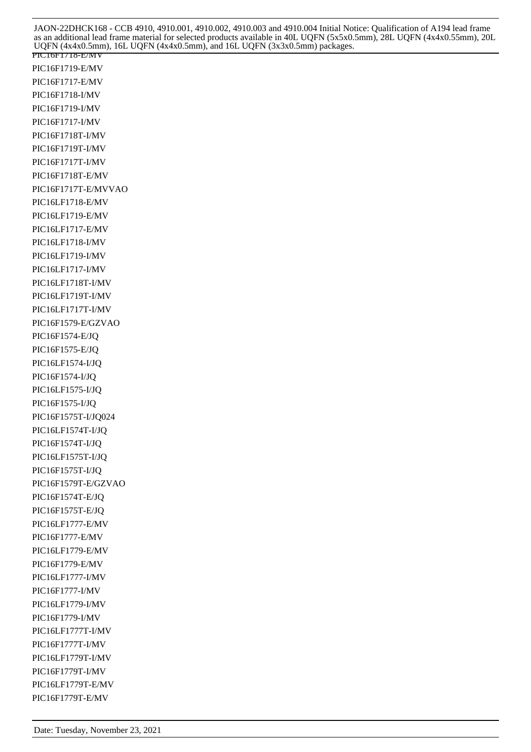PIC16F1718-E/MV

PIC16F1719-E/MV

PIC16F1717-E/MV

PIC16F1718-I/MV

PIC16F1719-I/MV

PIC16F1717-I/MV

PIC16F1718T-I/MV

PIC16F1719T-I/MV

PIC16F1717T-I/MV

PIC16F1718T-E/MV

PIC16F1717T-E/MVVAO

PIC16LF1718-E/MV

PIC16LF1719-E/MV

PIC16LF1717-E/MV

PIC16LF1718-I/MV

PIC16LF1719-I/MV

PIC16LF1717-I/MV

PIC16LF1718T-I/MV

PIC16LF1719T-I/MV

PIC16LF1717T-I/MV

PIC16F1579-E/GZVAO

PIC16F1574-E/JQ

PIC16F1575-E/JQ

PIC16LF1574-I/JQ

PIC16F1574-I/JQ

PIC16LF1575-I/JQ

PIC16F1575-I/JQ

PIC16F1575T-I/JQ024

PIC16LF1574T-I/JQ

PIC16F1574T-I/JQ

PIC16LF1575T-I/JQ

PIC16F1575T-I/JQ

PIC16F1579T-E/GZVAO

PIC16F1574T-E/JQ

PIC16F1575T-E/JQ

PIC16LF1777-E/MV

PIC16F1777-E/MV

PIC16LF1779-E/MV

PIC16F1779-E/MV

PIC16LF1777-I/MV

PIC16F1777-I/MV

PIC16LF1779-I/MV

PIC16F1779-I/MV

PIC16LF1777T-I/MV

PIC16F1777T-I/MV

PIC16LF1779T-I/MV

PIC16F1779T-I/MV

PIC16LF1779T-E/MV

PIC16F1779T-E/MV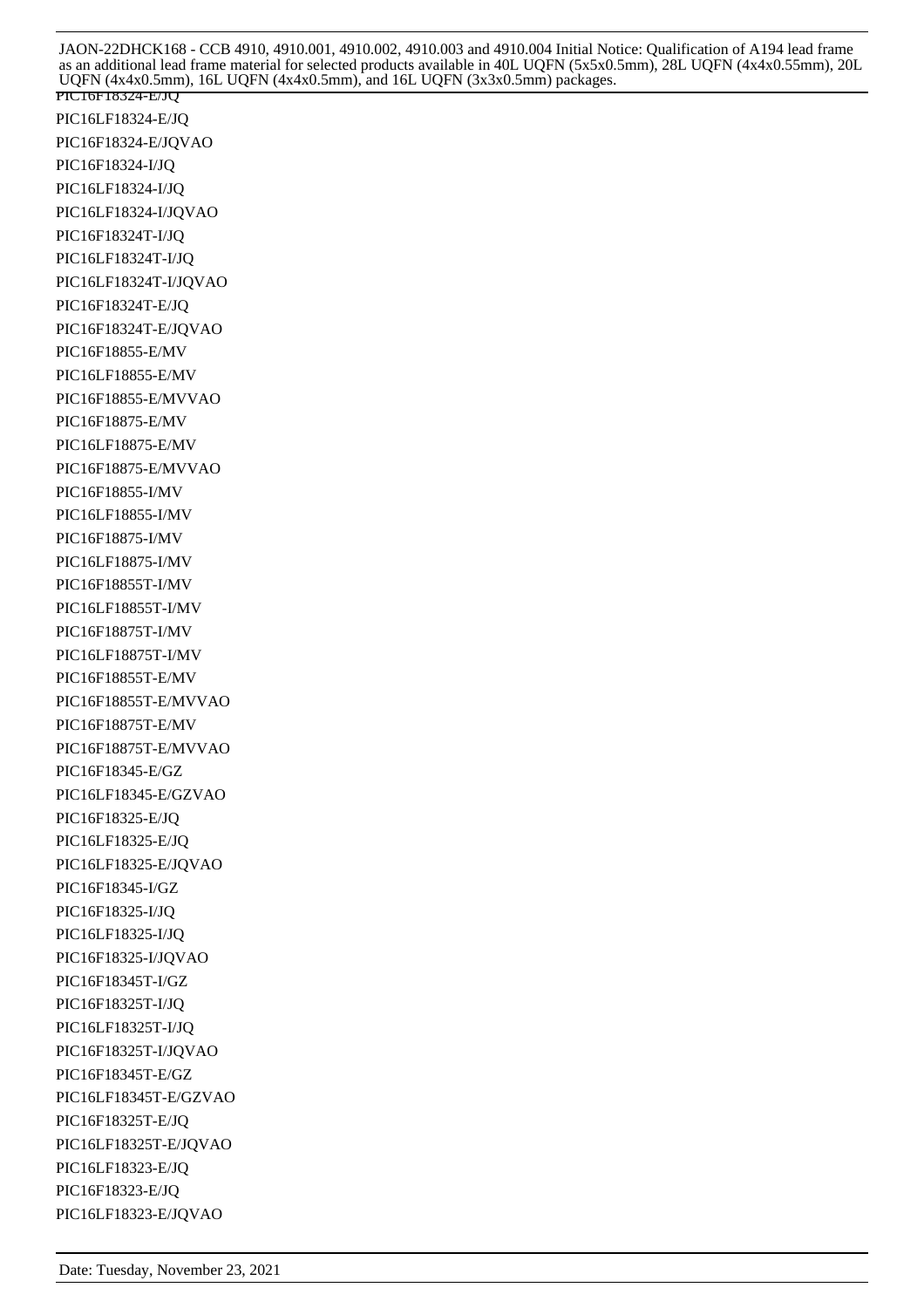PIC16F18324-E/JQ

PIC16LF18324-E/JQ

PIC16F18324-E/JQVAO

PIC16F18324-I/JQ

PIC16LF18324-I/JQ

PIC16LF18324-I/JQVAO

PIC16F18324T-I/JQ

PIC16LF18324T-I/JQ

PIC16LF18324T-I/JQVAO

PIC16F18324T-E/JQ

PIC16F18324T-E/JQVAO

PIC16F18855-E/MV

PIC16LF18855-E/MV

PIC16F18855-E/MVVAO

PIC16F18875-E/MV

PIC16LF18875-E/MV

PIC16F18875-E/MVVAO

PIC16F18855-I/MV

PIC16LF18855-I/MV

PIC16F18875-I/MV

PIC16LF18875-I/MV

PIC16F18855T-I/MV

PIC16LF18855T-I/MV

PIC16F18875T-I/MV

PIC16LF18875T-I/MV

PIC16F18855T-E/MV

PIC16F18855T-E/MVVAO

PIC16F18875T-E/MV

PIC16F18875T-E/MVVAO

PIC16F18345-E/GZ

PIC16LF18345-E/GZVAO

PIC16F18325-E/JQ

PIC16LF18325-E/JQ

PIC16LF18325-E/JQVAO

PIC16F18345-I/GZ

PIC16F18325-I/JQ

PIC16LF18325-I/JQ

PIC16F18325-I/JQVAO

PIC16F18345T-I/GZ

PIC16F18325T-I/JQ

PIC16LF18325T-I/JQ

PIC16F18325T-I/JQVAO

PIC16F18345T-E/GZ

PIC16LF18345T-E/GZVAO

PIC16F18325T-E/JQ

PIC16LF18325T-E/JQVAO

PIC16LF18323-E/JQ

PIC16F18323-E/JQ

PIC16LF18323-E/JQVAO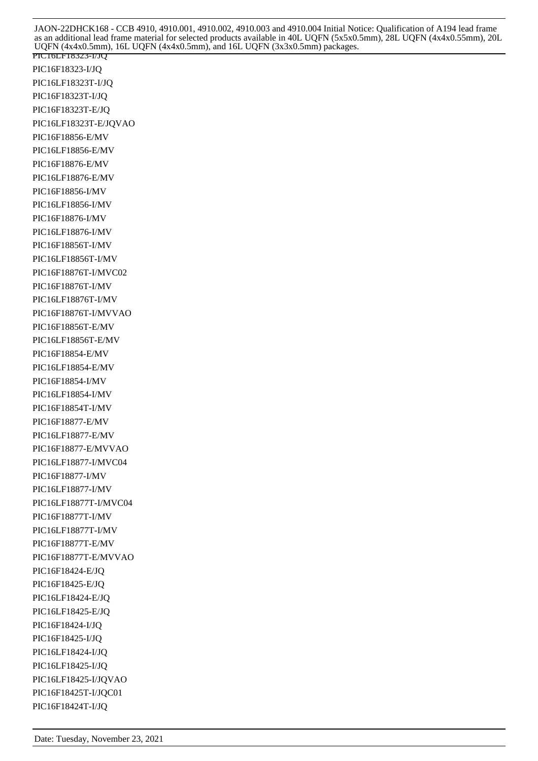PIC16LF18323-I/JQ

PIC16F18323-I/JQ

PIC16LF18323T-I/JQ

PIC16F18323T-I/JQ

PIC16F18323T-E/JQ

PIC16LF18323T-E/JQVAO

PIC16F18856-E/MV

PIC16LF18856-E/MV

PIC16F18876-E/MV

PIC16LF18876-E/MV

PIC16F18856-I/MV

PIC16LF18856-I/MV

PIC16F18876-I/MV

PIC16LF18876-I/MV

PIC16F18856T-I/MV

PIC16LF18856T-I/MV

PIC16F18876T-I/MVC02

PIC16F18876T-I/MV

PIC16LF18876T-I/MV

PIC16F18876T-I/MVVAO

PIC16F18856T-E/MV

PIC16LF18856T-E/MV

PIC16F18854-E/MV

PIC16LF18854-E/MV

PIC16F18854-I/MV

PIC16LF18854-I/MV

PIC16F18854T-I/MV

PIC16F18877-E/MV

PIC16LF18877-E/MV

PIC16F18877-E/MVVAO

PIC16LF18877-I/MVC04

PIC16F18877-I/MV

PIC16LF18877-I/MV

PIC16LF18877T-I/MVC04

PIC16F18877T-I/MV

PIC16LF18877T-I/MV

PIC16F18877T-E/MV

PIC16F18877T-E/MVVAO

PIC16F18424-E/JQ

PIC16F18425-E/JQ

PIC16LF18424-E/JQ

PIC16LF18425-E/JQ

PIC16F18424-I/JQ

PIC16F18425-I/JQ

PIC16LF18424-I/JQ

PIC16LF18425-I/JQ

PIC16LF18425-I/JQVAO

PIC16F18425T-I/JQC01

PIC16F18424T-I/JQ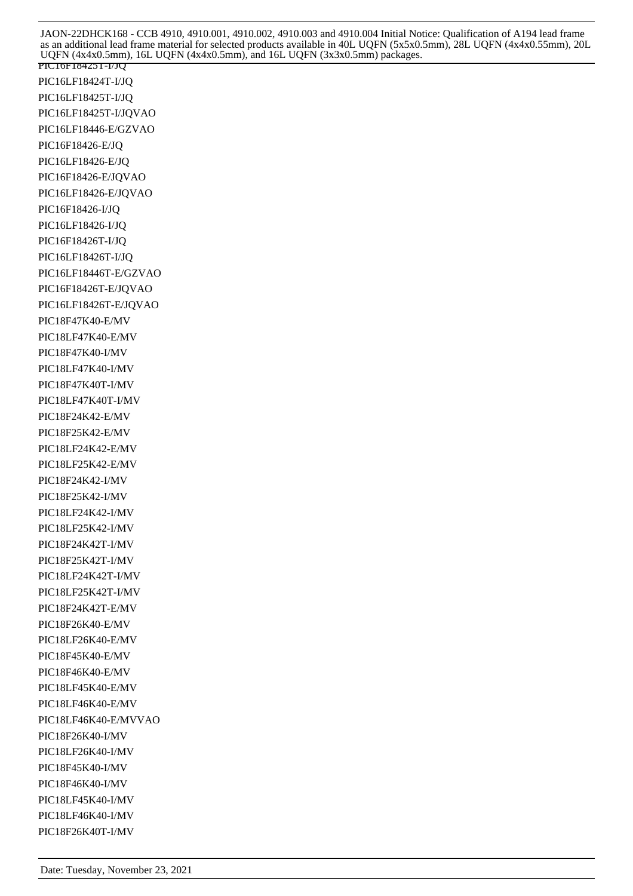PIC16F18425T-I/JQ

PIC16LF18424T-I/JQ

PIC16LF18425T-I/JQ

PIC16LF18425T-I/JQVAO

PIC16LF18446-E/GZVAO

PIC16F18426-E/JQ

PIC16LF18426-E/JQ

PIC16F18426-E/JQVAO

PIC16LF18426-E/JQVAO

PIC16F18426-I/JQ

PIC16LF18426-I/JQ

PIC16F18426T-I/JQ

PIC16LF18426T-I/JQ

PIC16LF18446T-E/GZVAO

PIC16F18426T-E/JQVAO

PIC16LF18426T-E/JQVAO

PIC18F47K40-E/MV

PIC18LF47K40-E/MV

PIC18F47K40-I/MV

PIC18LF47K40-I/MV

PIC18F47K40T-I/MV

PIC18LF47K40T-I/MV

PIC18F24K42-E/MV

PIC18F25K42-E/MV

PIC18LF24K42-E/MV

PIC18LF25K42-E/MV

PIC18F24K42-I/MV

PIC18F25K42-I/MV

PIC18LF24K42-I/MV

PIC18LF25K42-I/MV

PIC18F24K42T-I/MV

PIC18F25K42T-I/MV

PIC18LF24K42T-I/MV

PIC18LF25K42T-I/MV

PIC18F24K42T-E/MV

PIC18F26K40-E/MV

PIC18LF26K40-E/MV

PIC18F45K40-E/MV

PIC18F46K40-E/MV

PIC18LF45K40-E/MV

PIC18LF46K40-E/MV

PIC18LF46K40-E/MVVAO

PIC18F26K40-I/MV

PIC18LF26K40-I/MV

PIC18F45K40-I/MV

PIC18F46K40-I/MV

PIC18LF45K40-I/MV

PIC18LF46K40-I/MV

PIC18F26K40T-I/MV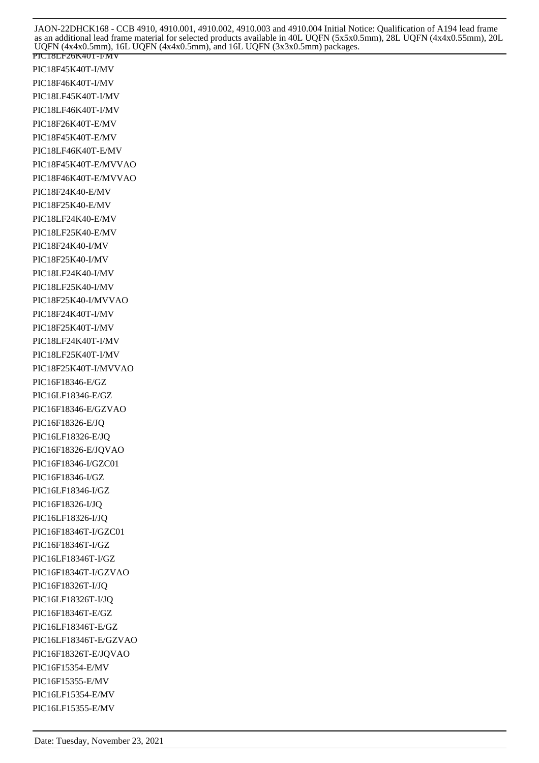PIC18LF26K40T-I/MV

PIC18F45K40T-I/MV

PIC18F46K40T-I/MV

PIC18LF45K40T-I/MV

PIC18LF46K40T-I/MV

PIC18F26K40T-E/MV

PIC18F45K40T-E/MV

PIC18LF46K40T-E/MV

PIC18F45K40T-E/MVVAO

PIC18F46K40T-E/MVVAO

PIC18F24K40-E/MV

PIC18F25K40-E/MV

PIC18LF24K40-E/MV

PIC18LF25K40-E/MV

PIC18F24K40-I/MV

PIC18F25K40-I/MV

PIC18LF24K40-I/MV

PIC18LF25K40-I/MV

PIC18F25K40-I/MVVAO

PIC18F24K40T-I/MV

PIC18F25K40T-I/MV

PIC18LF24K40T-I/MV

PIC18LF25K40T-I/MV

PIC18F25K40T-I/MVVAO

PIC16F18346-E/GZ

PIC16LF18346-E/GZ

PIC16F18346-E/GZVAO

PIC16F18326-E/JQ

PIC16LF18326-E/JQ

PIC16F18326-E/JQVAO

PIC16F18346-I/GZC01

PIC16F18346-I/GZ

PIC16LF18346-I/GZ

PIC16F18326-I/JQ

PIC16LF18326-I/JQ

PIC16F18346T-I/GZC01

PIC16F18346T-I/GZ

PIC16LF18346T-I/GZ

PIC16F18346T-I/GZVAO

PIC16F18326T-I/JQ

PIC16LF18326T-I/JQ

PIC16F18346T-E/GZ

PIC16LF18346T-E/GZ

PIC16LF18346T-E/GZVAO

PIC16F18326T-E/JQVAO

PIC16F15354-E/MV

PIC16F15355-E/MV

PIC16LF15354-E/MV

PIC16LF15355-E/MV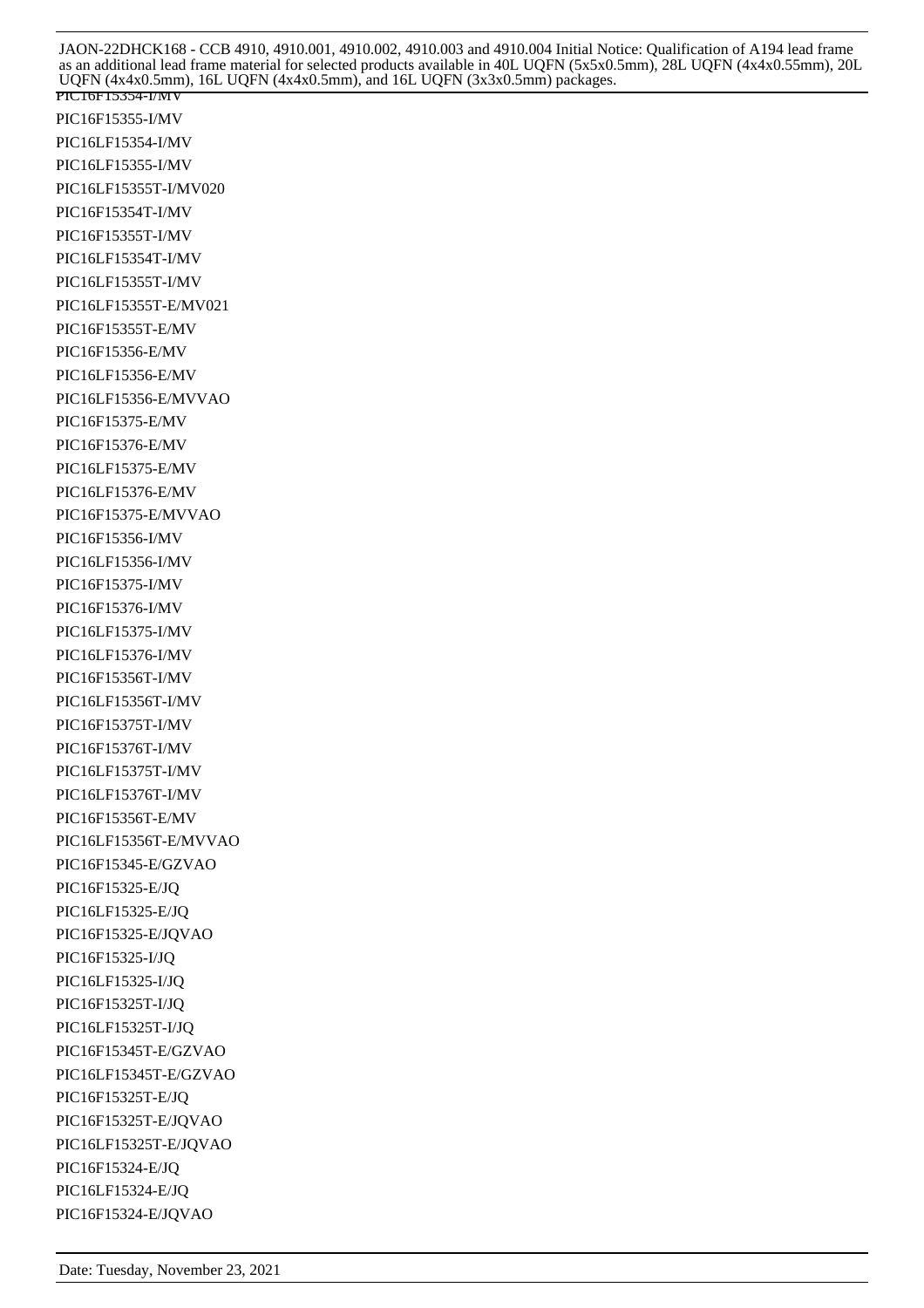PIC16F15354-I/MV
PIC16F15355-I/MV
PIC16LF15354-I/MV
PIC16LF15355-I/MV
PIC16LF15355T-I/MV020
PIC16F15354T-I/MV
PIC16F15355T-I/MV
PIC16LF15354T-I/MV
PIC16LF15355T-I/MV
PIC16LF15355T-E/MV021
PIC16F15355T-E/MV
PIC16F15356-E/MV
PIC16LF15356-E/MV
PIC16LF15356-E/MVVAO
PIC16F15375-E/MV
PIC16F15376-E/MV
PIC16LF15375-E/MV
PIC16LF15376-E/MV
PIC16F15375-E/MVVAO
PIC16F15356-I/MV
PIC16LF15356-I/MV
PIC16F15375-I/MV
PIC16F15376-I/MV
PIC16LF15375-I/MV
PIC16LF15376-I/MV
PIC16F15356T-I/MV
PIC16LF15356T-I/MV
PIC16F15375T-I/MV
PIC16F15376T-I/MV
PIC16LF15375T-I/MV
PIC16LF15376T-I/MV
PIC16F15356T-E/MV
PIC16LF15356T-E/MVVAO
PIC16F15345-E/GZVAO
PIC16F15325-E/JQ
PIC16LF15325-E/JQ
PIC16F15325-E/JQVAO
PIC16F15325-I/JQ
PIC16LF15325-I/JQ
PIC16F15325T-I/JQ
PIC16LF15325T-I/JQ
PIC16F15345T-E/GZVAO
PIC16LF15345T-E/GZVAO
PIC16F15325T-E/JQ
PIC16F15325T-E/JQVAO
PIC16LF15325T-E/JQVAO
PIC16F15324-E/JQ
PIC16LF15324-E/JQ
PIC16F15324-E/JQVAO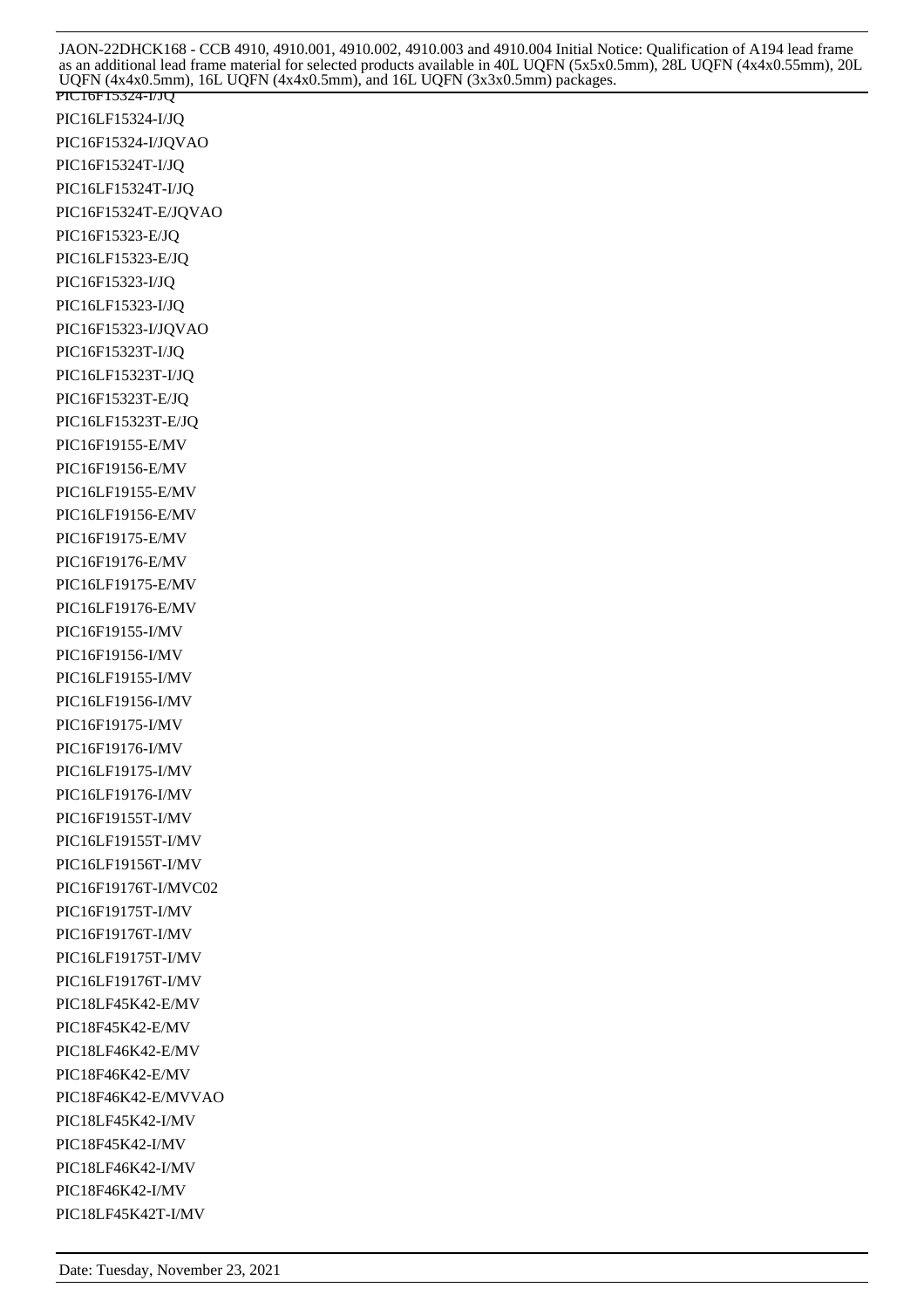PIC16F15324-I/JQ

PIC16LF15324-I/JQ

PIC16F15324-I/JQVAO

PIC16F15324T-I/JQ

PIC16LF15324T-I/JQ

PIC16F15324T-E/JQVAO

PIC16F15323-E/JQ

PIC16LF15323-E/JQ

PIC16F15323-I/JQ

PIC16LF15323-I/JQ

PIC16F15323-I/JQVAO

PIC16F15323T-I/JQ

PIC16LF15323T-I/JQ

PIC16F15323T-E/JQ

PIC16LF15323T-E/JQ

PIC16F19155-E/MV

PIC16F19156-E/MV

PIC16LF19155-E/MV

PIC16LF19156-E/MV

PIC16F19175-E/MV

PIC16F19176-E/MV

PIC16LF19175-E/MV

PIC16LF19176-E/MV

PIC16F19155-I/MV

PIC16F19156-I/MV

PIC16LF19155-I/MV

PIC16LF19156-I/MV

PIC16F19175-I/MV

PIC16F19176-I/MV

PIC16LF19175-I/MV

PIC16LF19176-I/MV

PIC16F19155T-I/MV

PIC16LF19155T-I/MV

PIC16LF19156T-I/MV

PIC16F19176T-I/MVC02

PIC16F19175T-I/MV

PIC16F19176T-I/MV

PIC16LF19175T-I/MV

PIC16LF19176T-I/MV

PIC18LF45K42-E/MV

PIC18F45K42-E/MV

PIC18LF46K42-E/MV

PIC18F46K42-E/MV

PIC18F46K42-E/MVVAO

PIC18LF45K42-I/MV

PIC18F45K42-I/MV

PIC18LF46K42-I/MV

PIC18F46K42-I/MV

PIC18LF45K42T-I/MV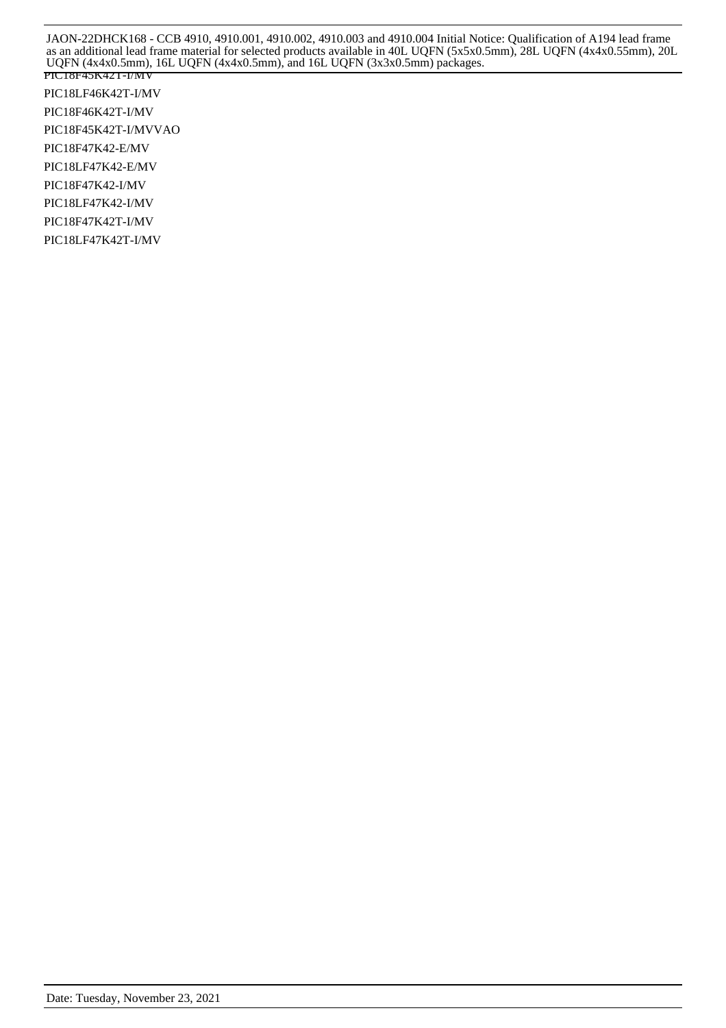PIC18F45K42T-I/MV

PIC18LF46K42T-I/MV

PIC18F46K42T-I/MV

PIC18F45K42T-I/MVVAO

PIC18F47K42-E/MV

PIC18LF47K42-E/MV

PIC18F47K42-I/MV

PIC18LF47K42-I/MV

PIC18F47K42T-I/MV

PIC18LF47K42T-I/MV